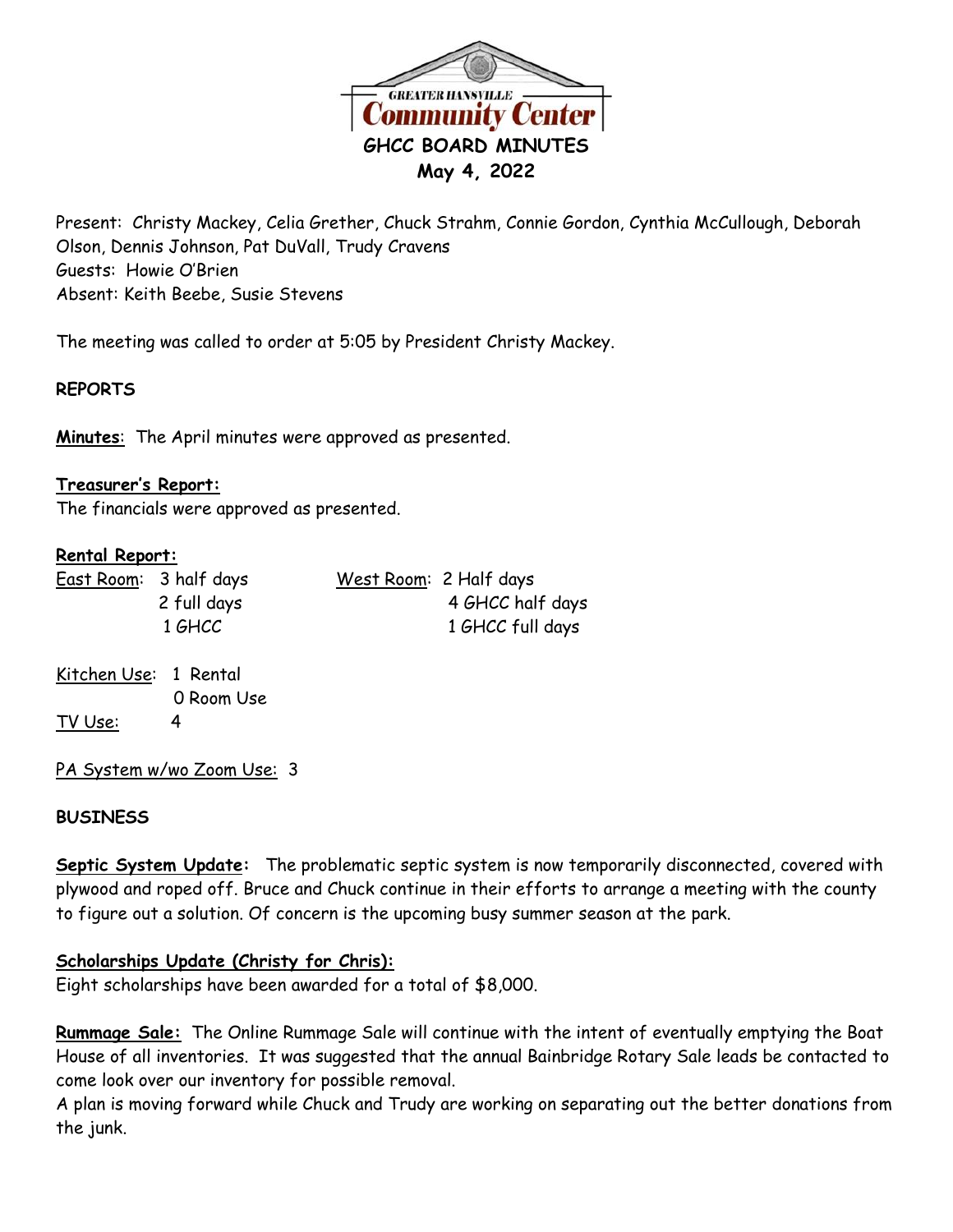# GHCC BOARD MINUTES

**May 4, 2022**

Present: Christy Mackey, Celia Grether, Chuck Strahm, Connie Gordon, Cynthia McCullough, Deborah Olson, Dennis Johnson, Pat DuVall, Trudy Cravens
Guests: Howie O'Brien
Absent: Keith Beebe, Susie Stevens

The meeting was called to order at 5:05 by President Christy Mackey.

**REPORTS**

**Minutes**: The April minutes were approved as presented.

**Treasurer's Report:**
The financials were approved as presented.

**Rental Report:**

| East Room: | West Room: |
|---|---|
| 3 half days | 2 Half days |
| 2 full days | 4 GHCC half days |
| 1 GHCC | 1 GHCC full days |

Kitchen Use: 1 Rental
0 Room Use

TV Use: 4

PA System w/wo Zoom Use: 3

**BUSINESS**

**Septic System Update:** The problematic septic system is now temporarily disconnected, covered with plywood and roped off. Bruce and Chuck continue in their efforts to arrange a meeting with the county to figure out a solution. Of concern is the upcoming busy summer season at the park.

**Scholarships Update (Christy for Chris):**
Eight scholarships have been awarded for a total of $8,000.

**Rummage Sale:** The Online Rummage Sale will continue with the intent of eventually emptying the Boat House of all inventories. It was suggested that the annual Bainbridge Rotary Sale leads be contacted to come look over our inventory for possible removal.
A plan is moving forward while Chuck and Trudy are working on separating out the better donations from the junk.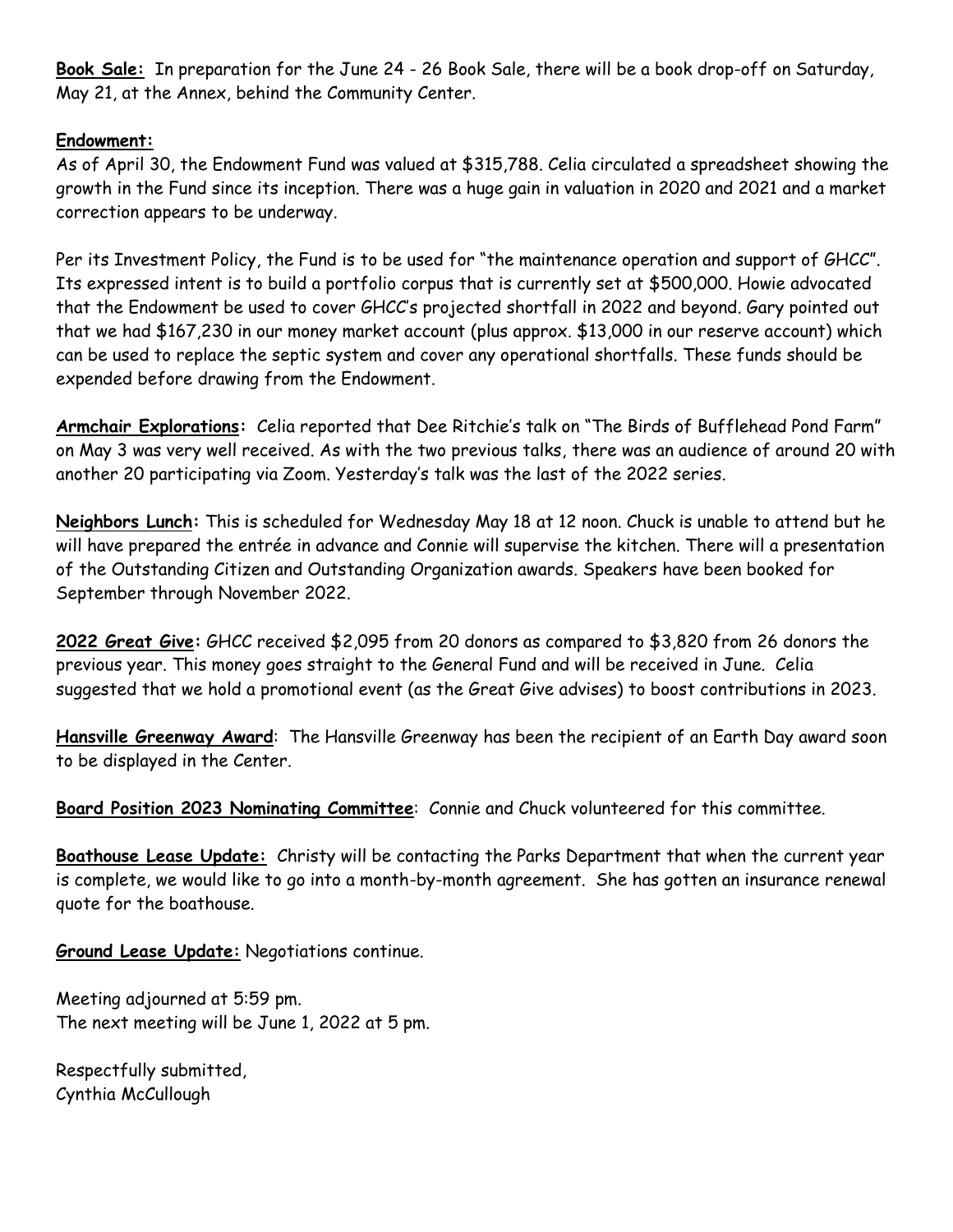**Book Sale:** In preparation for the June 24 - 26 Book Sale, there will be a book drop-off on Saturday, May 21, at the Annex, behind the Community Center.

**Endowment:**
As of April 30, the Endowment Fund was valued at $315,788. Celia circulated a spreadsheet showing the growth in the Fund since its inception. There was a huge gain in valuation in 2020 and 2021 and a market correction appears to be underway.

Per its Investment Policy, the Fund is to be used for "the maintenance operation and support of GHCC". Its expressed intent is to build a portfolio corpus that is currently set at $500,000. Howie advocated that the Endowment be used to cover GHCC's projected shortfall in 2022 and beyond. Gary pointed out that we had $167,230 in our money market account (plus approx. $13,000 in our reserve account) which can be used to replace the septic system and cover any operational shortfalls. These funds should be expended before drawing from the Endowment.

**Armchair Explorations:** Celia reported that Dee Ritchie's talk on "The Birds of Bufflehead Pond Farm" on May 3 was very well received. As with the two previous talks, there was an audience of around 20 with another 20 participating via Zoom. Yesterday's talk was the last of the 2022 series.

**Neighbors Lunch:** This is scheduled for Wednesday May 18 at 12 noon. Chuck is unable to attend but he will have prepared the entrée in advance and Connie will supervise the kitchen. There will a presentation of the Outstanding Citizen and Outstanding Organization awards. Speakers have been booked for September through November 2022.

**2022 Great Give:** GHCC received $2,095 from 20 donors as compared to $3,820 from 26 donors the previous year. This money goes straight to the General Fund and will be received in June. Celia suggested that we hold a promotional event (as the Great Give advises) to boost contributions in 2023.

**Hansville Greenway Award**: The Hansville Greenway has been the recipient of an Earth Day award soon to be displayed in the Center.

**Board Position 2023 Nominating Committee**: Connie and Chuck volunteered for this committee.

**Boathouse Lease Update:** Christy will be contacting the Parks Department that when the current year is complete, we would like to go into a month-by-month agreement. She has gotten an insurance renewal quote for the boathouse.

**Ground Lease Update:** Negotiations continue.

Meeting adjourned at 5:59 pm.
The next meeting will be June 1, 2022 at 5 pm.

Respectfully submitted,
Cynthia McCullough